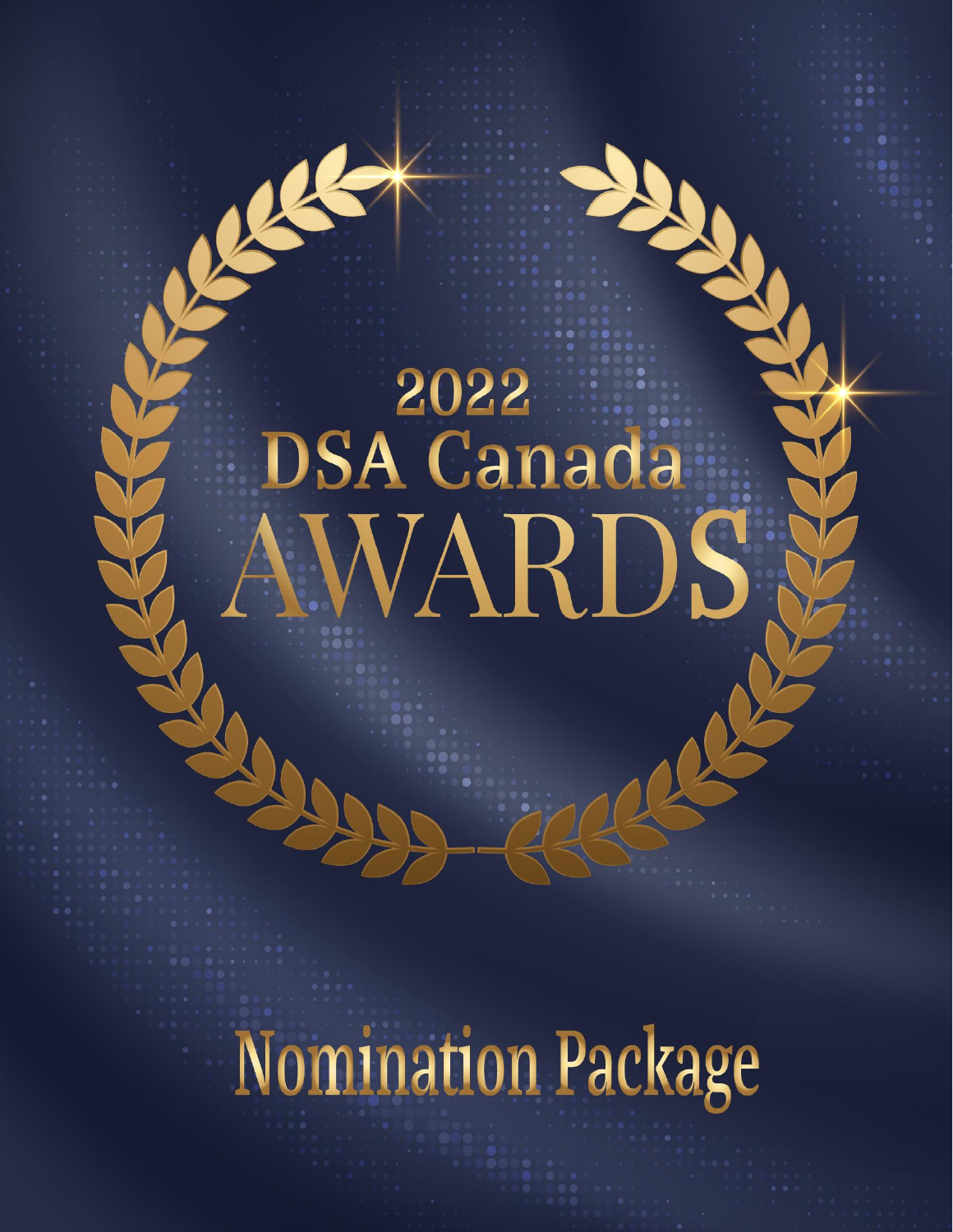# 2022 DSA Canada AWARDS

## Nomination Package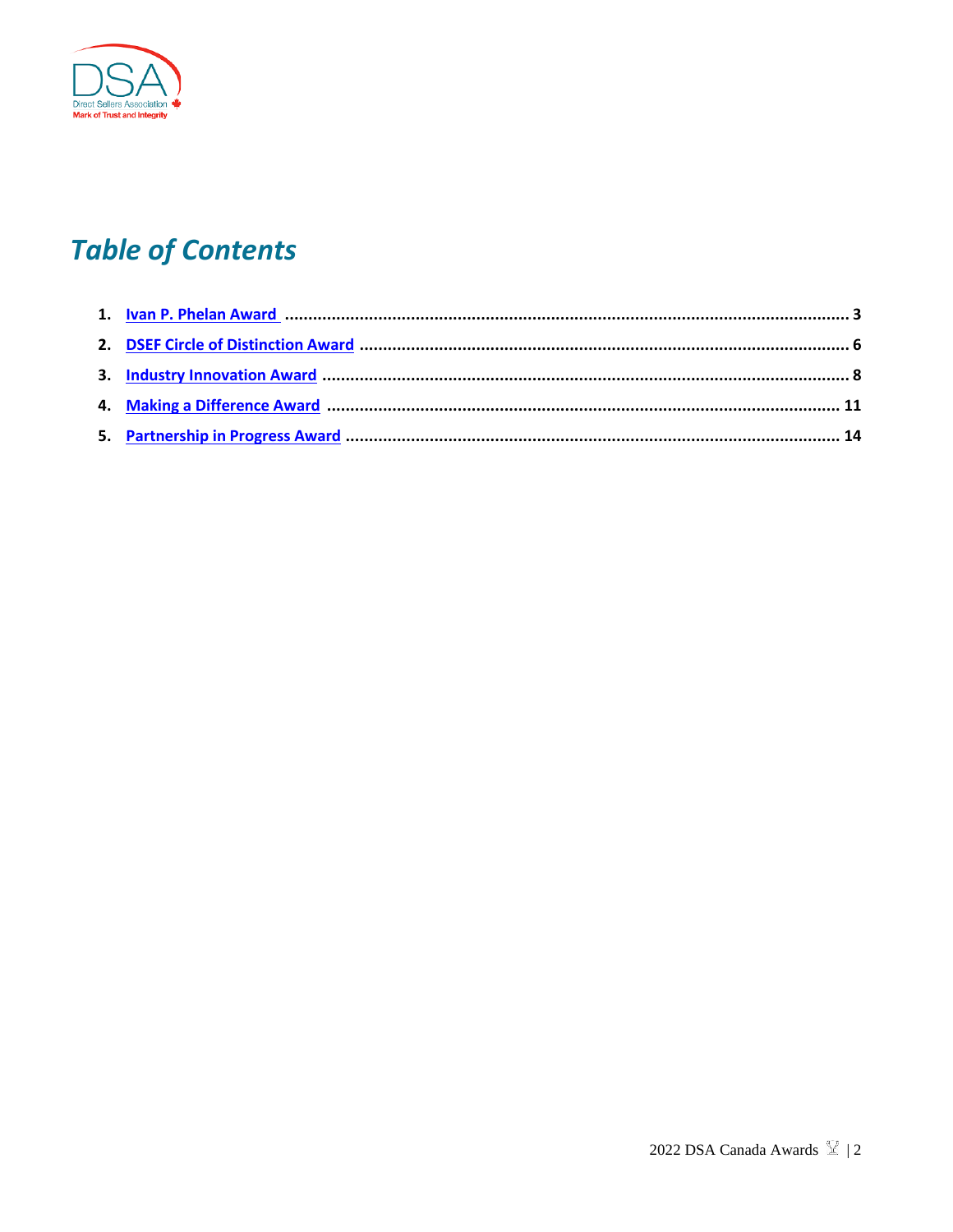# *Table of Contents*

1. **Ivan P. Phelan Award** ........................................................................................................ **3**
2. **DSEF Circle of Distinction Award** ....................................................................................... **6**
3. **Industry Innovation Award** ................................................................................................. **8**
4. **Making a Difference Award** ............................................................................................ **11**
5. **Partnership in Progress Award** ......................................................................................... **14**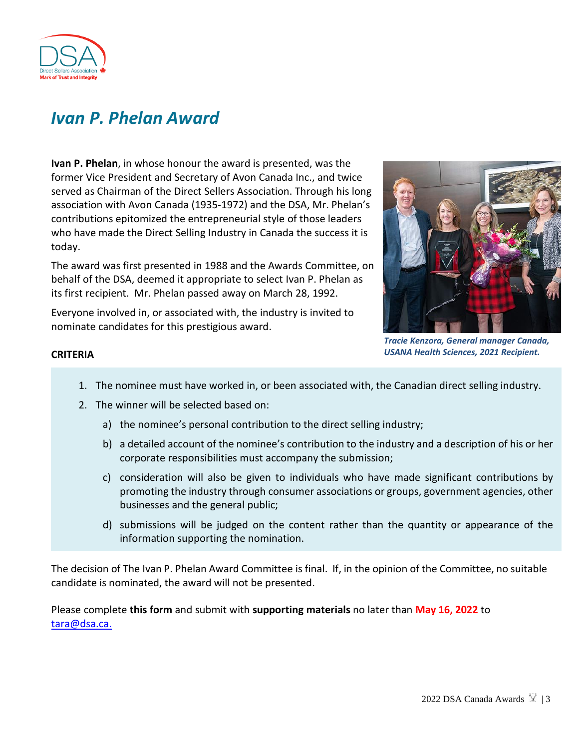# *Ivan P. Phelan Award*

**Ivan P. Phelan**, in whose honour the award is presented, was the former Vice President and Secretary of Avon Canada Inc., and twice served as Chairman of the Direct Sellers Association. Through his long association with Avon Canada (1935-1972) and the DSA, Mr. Phelan's contributions epitomized the entrepreneurial style of those leaders who have made the Direct Selling Industry in Canada the success it is today.

The award was first presented in 1988 and the Awards Committee, on behalf of the DSA, deemed it appropriate to select Ivan P. Phelan as its first recipient. Mr. Phelan passed away on March 28, 1992.

Everyone involved in, or associated with, the industry is invited to nominate candidates for this prestigious award.

***Tracie Kenzora, General manager Canada, USANA Health Sciences, 2021 Recipient.***

**CRITERIA**

1. The nominee must have worked in, or been associated with, the Canadian direct selling industry.
2. The winner will be selected based on:
   a) the nominee's personal contribution to the direct selling industry;
   b) a detailed account of the nominee's contribution to the industry and a description of his or her corporate responsibilities must accompany the submission;
   c) consideration will also be given to individuals who have made significant contributions by promoting the industry through consumer associations or groups, government agencies, other businesses and the general public;
   d) submissions will be judged on the content rather than the quantity or appearance of the information supporting the nomination.

The decision of The Ivan P. Phelan Award Committee is final. If, in the opinion of the Committee, no suitable candidate is nominated, the award will not be presented.

Please complete **this form** and submit with **supporting materials** no later than **May 16, 2022** to tara@dsa.ca.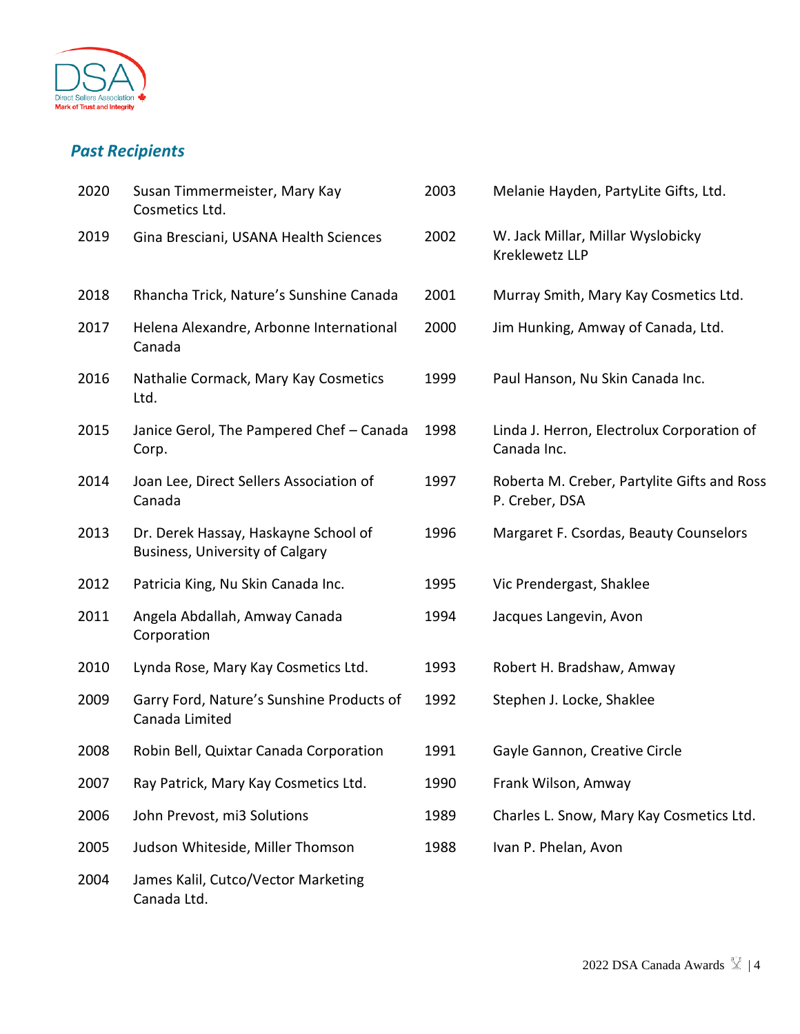## *Past Recipients*

| | |
|---|---|
| 2020 | Susan Timmermeister, Mary Kay Cosmetics Ltd. |
| 2019 | Gina Bresciani, USANA Health Sciences |
| 2018 | Rhancha Trick, Nature's Sunshine Canada |
| 2017 | Helena Alexandre, Arbonne International Canada |
| 2016 | Nathalie Cormack, Mary Kay Cosmetics Ltd. |
| 2015 | Janice Gerol, The Pampered Chef – Canada Corp. |
| 2014 | Joan Lee, Direct Sellers Association of Canada |
| 2013 | Dr. Derek Hassay, Haskayne School of Business, University of Calgary |
| 2012 | Patricia King, Nu Skin Canada Inc. |
| 2011 | Angela Abdallah, Amway Canada Corporation |
| 2010 | Lynda Rose, Mary Kay Cosmetics Ltd. |
| 2009 | Garry Ford, Nature's Sunshine Products of Canada Limited |
| 2008 | Robin Bell, Quixtar Canada Corporation |
| 2007 | Ray Patrick, Mary Kay Cosmetics Ltd. |
| 2006 | John Prevost, mi3 Solutions |
| 2005 | Judson Whiteside, Miller Thomson |
| 2004 | James Kalil, Cutco/Vector Marketing Canada Ltd. |
| 2003 | Melanie Hayden, PartyLite Gifts, Ltd. |
| 2002 | W. Jack Millar, Millar Wyslobicky Kreklewetz LLP |
| 2001 | Murray Smith, Mary Kay Cosmetics Ltd. |
| 2000 | Jim Hunking, Amway of Canada, Ltd. |
| 1999 | Paul Hanson, Nu Skin Canada Inc. |
| 1998 | Linda J. Herron, Electrolux Corporation of Canada Inc. |
| 1997 | Roberta M. Creber, Partylite Gifts and Ross P. Creber, DSA |
| 1996 | Margaret F. Csordas, Beauty Counselors |
| 1995 | Vic Prendergast, Shaklee |
| 1994 | Jacques Langevin, Avon |
| 1993 | Robert H. Bradshaw, Amway |
| 1992 | Stephen J. Locke, Shaklee |
| 1991 | Gayle Gannon, Creative Circle |
| 1990 | Frank Wilson, Amway |
| 1989 | Charles L. Snow, Mary Kay Cosmetics Ltd. |
| 1988 | Ivan P. Phelan, Avon |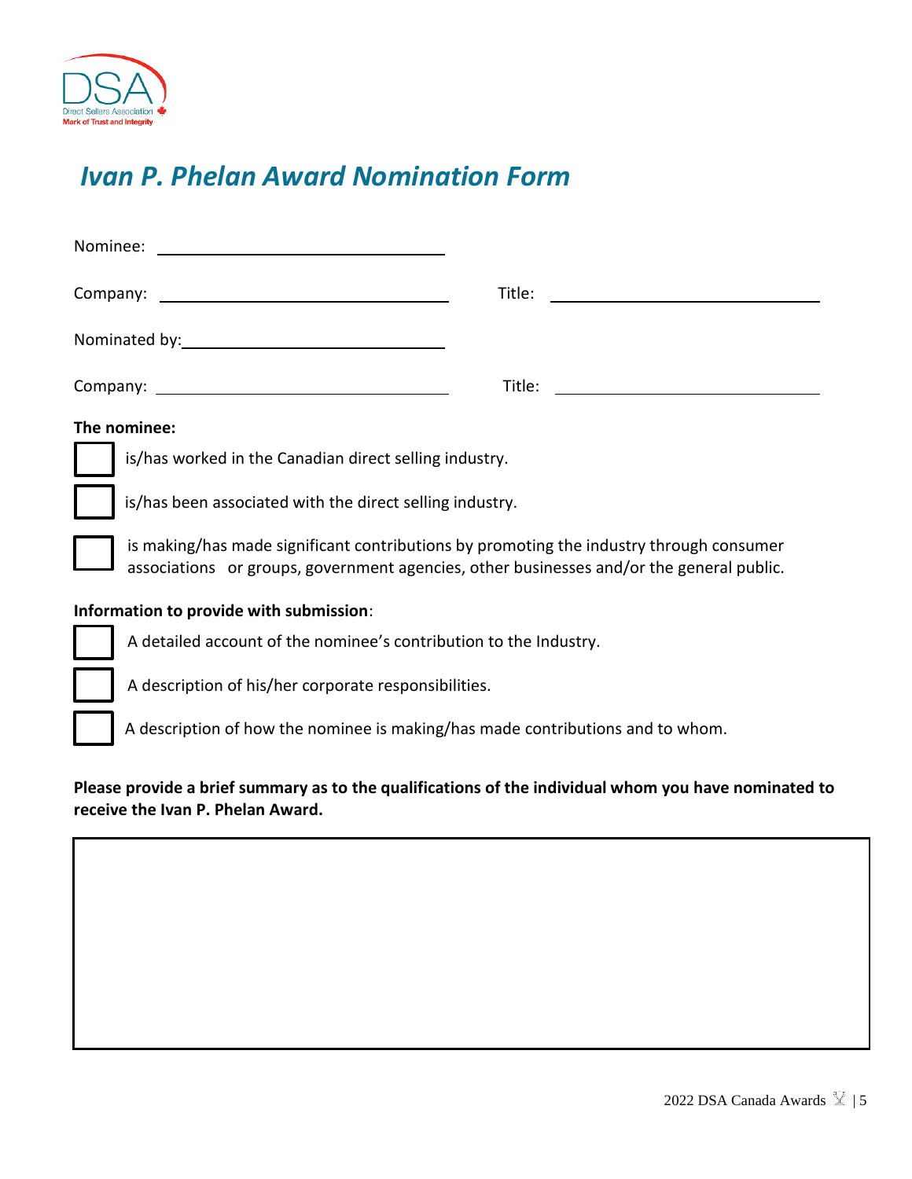DSA
Direct Sellers Association
Mark of Trust and Integrity

# *Ivan P. Phelan Award Nomination Form*

Nominee: ______________________________

Company: ______________________________ Title: ______________________________

Nominated by: ______________________________

Company: ______________________________ Title: ______________________________

**The nominee:**

- ☐ is/has worked in the Canadian direct selling industry.
- ☐ is/has been associated with the direct selling industry.
- ☐ is making/has made significant contributions by promoting the industry through consumer associations or groups, government agencies, other businesses and/or the general public.

**Information to provide with submission**:

- ☐ A detailed account of the nominee's contribution to the Industry.
- ☐ A description of his/her corporate responsibilities.
- ☐ A description of how the nominee is making/has made contributions and to whom.

**Please provide a brief summary as to the qualifications of the individual whom you have nominated to receive the Ivan P. Phelan Award.**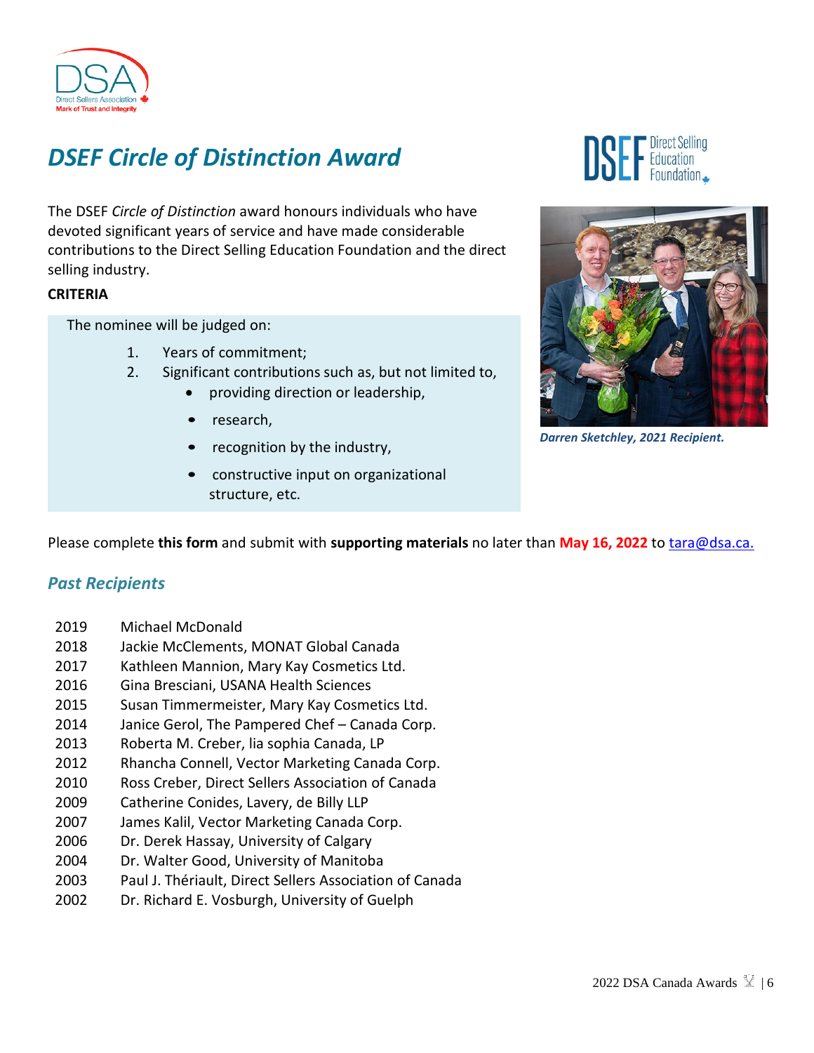# *DSEF Circle of Distinction Award*

The DSEF *Circle of Distinction* award honours individuals who have devoted significant years of service and have made considerable contributions to the Direct Selling Education Foundation and the direct selling industry.

**CRITERIA**

The nominee will be judged on:

1. Years of commitment;
2. Significant contributions such as, but not limited to,
   - providing direction or leadership,
   - research,
   - recognition by the industry,
   - constructive input on organizational structure, etc.

***Darren Sketchley, 2021 Recipient.***

Please complete **this form** and submit with **supporting materials** no later than **May 16, 2022** to tara@dsa.ca.

## *Past Recipients*

| | |
|---|---|
| 2019 | Michael McDonald |
| 2018 | Jackie McClements, MONAT Global Canada |
| 2017 | Kathleen Mannion, Mary Kay Cosmetics Ltd. |
| 2016 | Gina Bresciani, USANA Health Sciences |
| 2015 | Susan Timmermeister, Mary Kay Cosmetics Ltd. |
| 2014 | Janice Gerol, The Pampered Chef – Canada Corp. |
| 2013 | Roberta M. Creber, lia sophia Canada, LP |
| 2012 | Rhancha Connell, Vector Marketing Canada Corp. |
| 2010 | Ross Creber, Direct Sellers Association of Canada |
| 2009 | Catherine Conides, Lavery, de Billy LLP |
| 2007 | James Kalil, Vector Marketing Canada Corp. |
| 2006 | Dr. Derek Hassay, University of Calgary |
| 2004 | Dr. Walter Good, University of Manitoba |
| 2003 | Paul J. Thériault, Direct Sellers Association of Canada |
| 2002 | Dr. Richard E. Vosburgh, University of Guelph |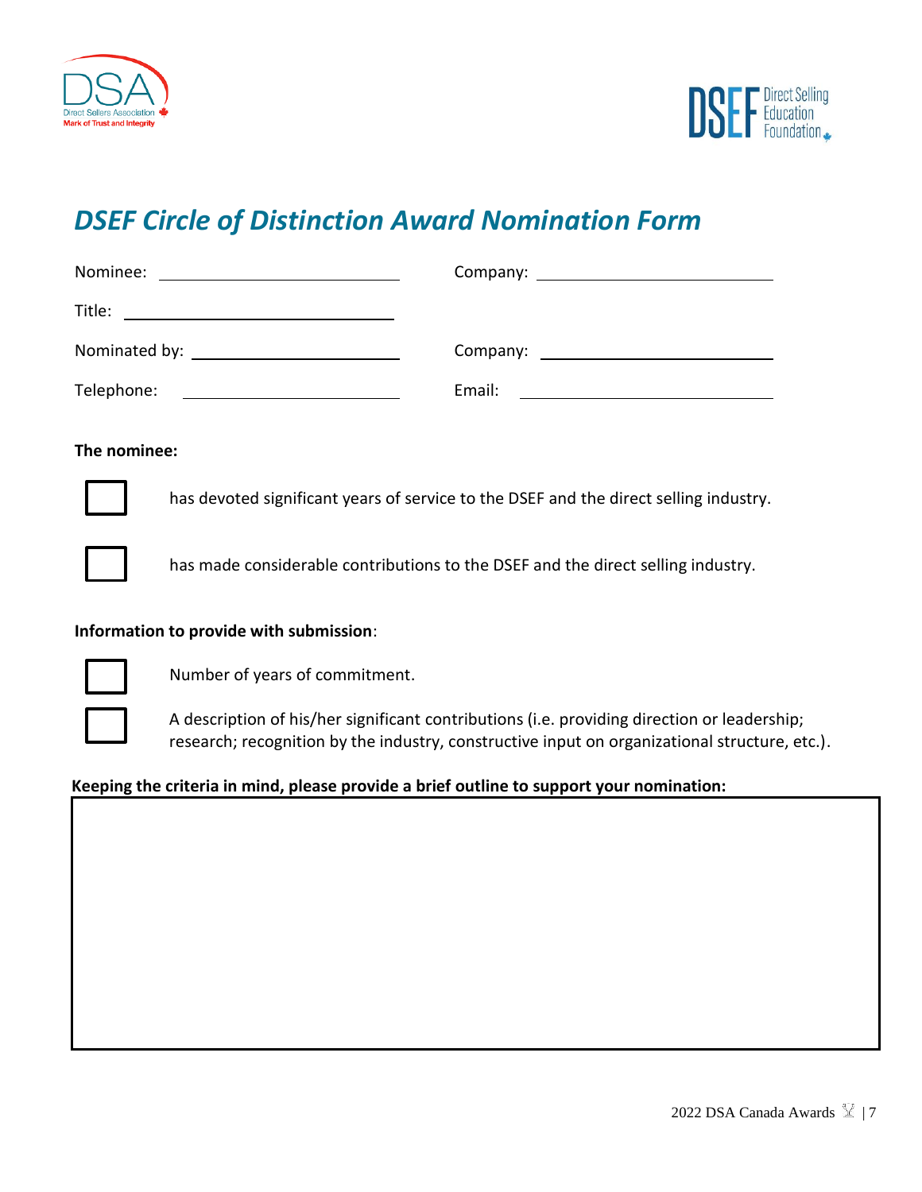# *DSEF Circle of Distinction Award Nomination Form*

Nominee: ______________________ Company: ______________________

Title: ______________________

Nominated by: ______________________ Company: ______________________

Telephone: ______________________ Email: ______________________

**The nominee:**

☐ has devoted significant years of service to the DSEF and the direct selling industry.

☐ has made considerable contributions to the DSEF and the direct selling industry.

**Information to provide with submission**:

☐ Number of years of commitment.

☐ A description of his/her significant contributions (i.e. providing direction or leadership; research; recognition by the industry, constructive input on organizational structure, etc.).

**Keeping the criteria in mind, please provide a brief outline to support your nomination:**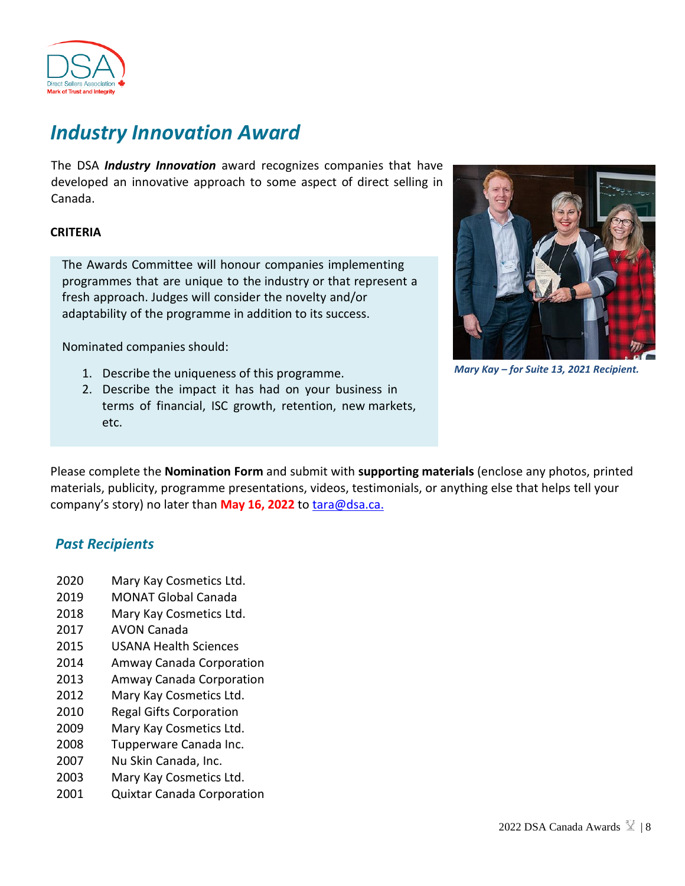# Industry Innovation Award

The DSA ***Industry Innovation*** award recognizes companies that have developed an innovative approach to some aspect of direct selling in Canada.

**CRITERIA**

The Awards Committee will honour companies implementing programmes that are unique to the industry or that represent a fresh approach. Judges will consider the novelty and/or adaptability of the programme in addition to its success.

Nominated companies should:

1. Describe the uniqueness of this programme.
2. Describe the impact it has had on your business in terms of financial, ISC growth, retention, new markets, etc.

***Mary Kay – for Suite 13, 2021 Recipient.***

Please complete the **Nomination Form** and submit with **supporting materials** (enclose any photos, printed materials, publicity, programme presentations, videos, testimonials, or anything else that helps tell your company's story) no later than **May 16, 2022** to tara@dsa.ca.

## Past Recipients

| | |
|---|---|
| 2020 | Mary Kay Cosmetics Ltd. |
| 2019 | MONAT Global Canada |
| 2018 | Mary Kay Cosmetics Ltd. |
| 2017 | AVON Canada |
| 2015 | USANA Health Sciences |
| 2014 | Amway Canada Corporation |
| 2013 | Amway Canada Corporation |
| 2012 | Mary Kay Cosmetics Ltd. |
| 2010 | Regal Gifts Corporation |
| 2009 | Mary Kay Cosmetics Ltd. |
| 2008 | Tupperware Canada Inc. |
| 2007 | Nu Skin Canada, Inc. |
| 2003 | Mary Kay Cosmetics Ltd. |
| 2001 | Quixtar Canada Corporation |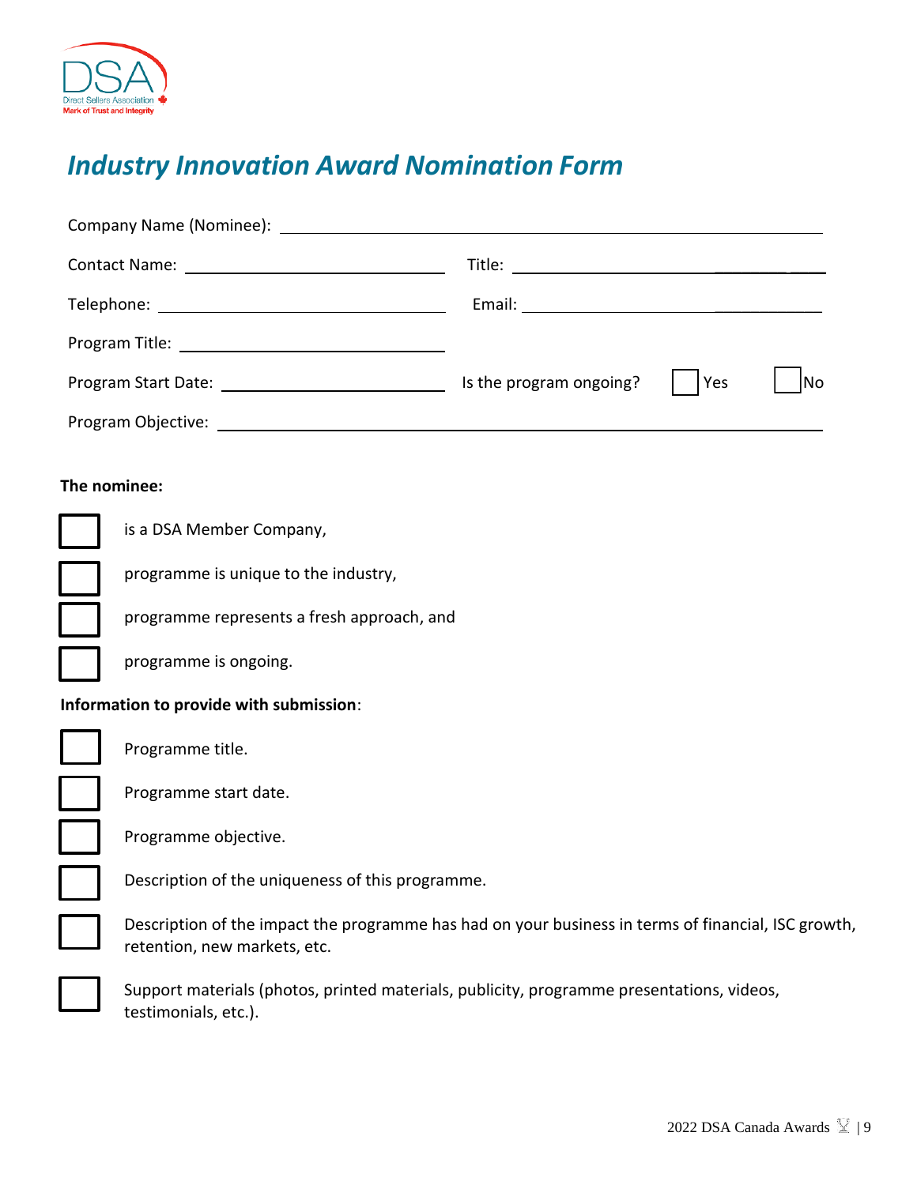# *Industry Innovation Award Nomination Form*

Company Name (Nominee): ______________________________________________

Contact Name: ______________________ Title: ______________________

Telephone: ______________________ Email: ______________________

Program Title: ______________________

Program Start Date: ______________________ Is the program ongoing? ☐ Yes ☐ No

Program Objective: ______________________________________________

**The nominee:**

- ☐ is a DSA Member Company,
- ☐ programme is unique to the industry,
- ☐ programme represents a fresh approach, and
- ☐ programme is ongoing.

**Information to provide with submission**:

- ☐ Programme title.
- ☐ Programme start date.
- ☐ Programme objective.
- ☐ Description of the uniqueness of this programme.
- ☐ Description of the impact the programme has had on your business in terms of financial, ISC growth, retention, new markets, etc.
- ☐ Support materials (photos, printed materials, publicity, programme presentations, videos, testimonials, etc.).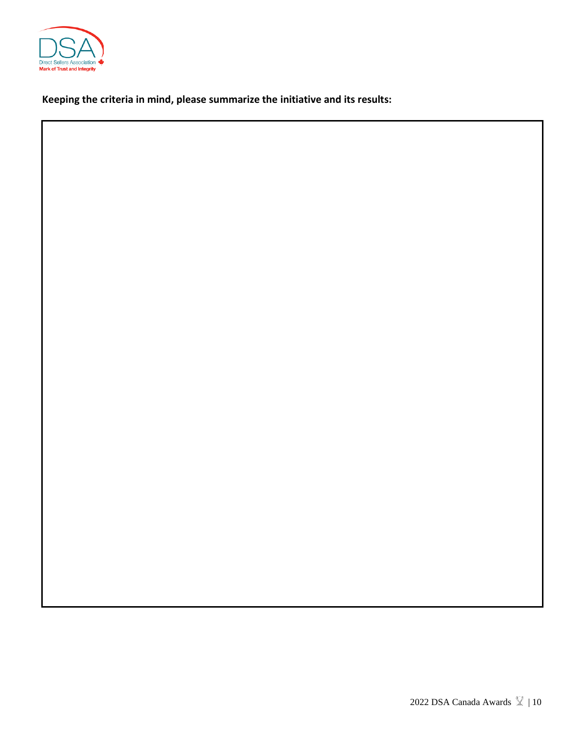**Keeping the criteria in mind, please summarize the initiative and its results:**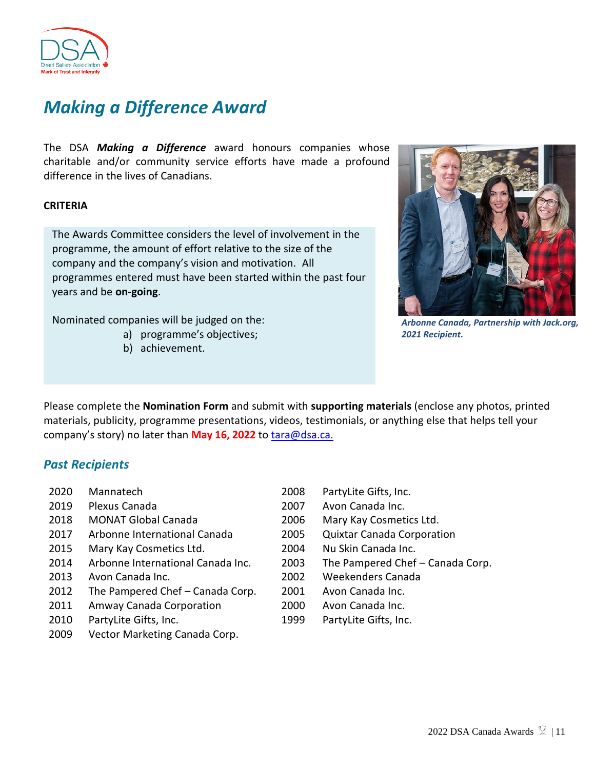# *Making a Difference Award*

The DSA ***Making a Difference*** award honours companies whose charitable and/or community service efforts have made a profound difference in the lives of Canadians.

**CRITERIA**

The Awards Committee considers the level of involvement in the programme, the amount of effort relative to the size of the company and the company's vision and motivation. All programmes entered must have been started within the past four years and be **on-going**.

Nominated companies will be judged on the:

a) programme's objectives;
b) achievement.

***Arbonne Canada, Partnership with Jack.org, 2021 Recipient.***

Please complete the **Nomination Form** and submit with **supporting materials** (enclose any photos, printed materials, publicity, programme presentations, videos, testimonials, or anything else that helps tell your company's story) no later than **May 16, 2022** to tara@dsa.ca.

## *Past Recipients*

| | |
|---|---|
| 2020 | Mannatech |
| 2019 | Plexus Canada |
| 2018 | MONAT Global Canada |
| 2017 | Arbonne International Canada |
| 2015 | Mary Kay Cosmetics Ltd. |
| 2014 | Arbonne International Canada Inc. |
| 2013 | Avon Canada Inc. |
| 2012 | The Pampered Chef – Canada Corp. |
| 2011 | Amway Canada Corporation |
| 2010 | PartyLite Gifts, Inc. |
| 2009 | Vector Marketing Canada Corp. |
| 2008 | PartyLite Gifts, Inc. |
| 2007 | Avon Canada Inc. |
| 2006 | Mary Kay Cosmetics Ltd. |
| 2005 | Quixtar Canada Corporation |
| 2004 | Nu Skin Canada Inc. |
| 2003 | The Pampered Chef – Canada Corp. |
| 2002 | Weekenders Canada |
| 2001 | Avon Canada Inc. |
| 2000 | Avon Canada Inc. |
| 1999 | PartyLite Gifts, Inc. |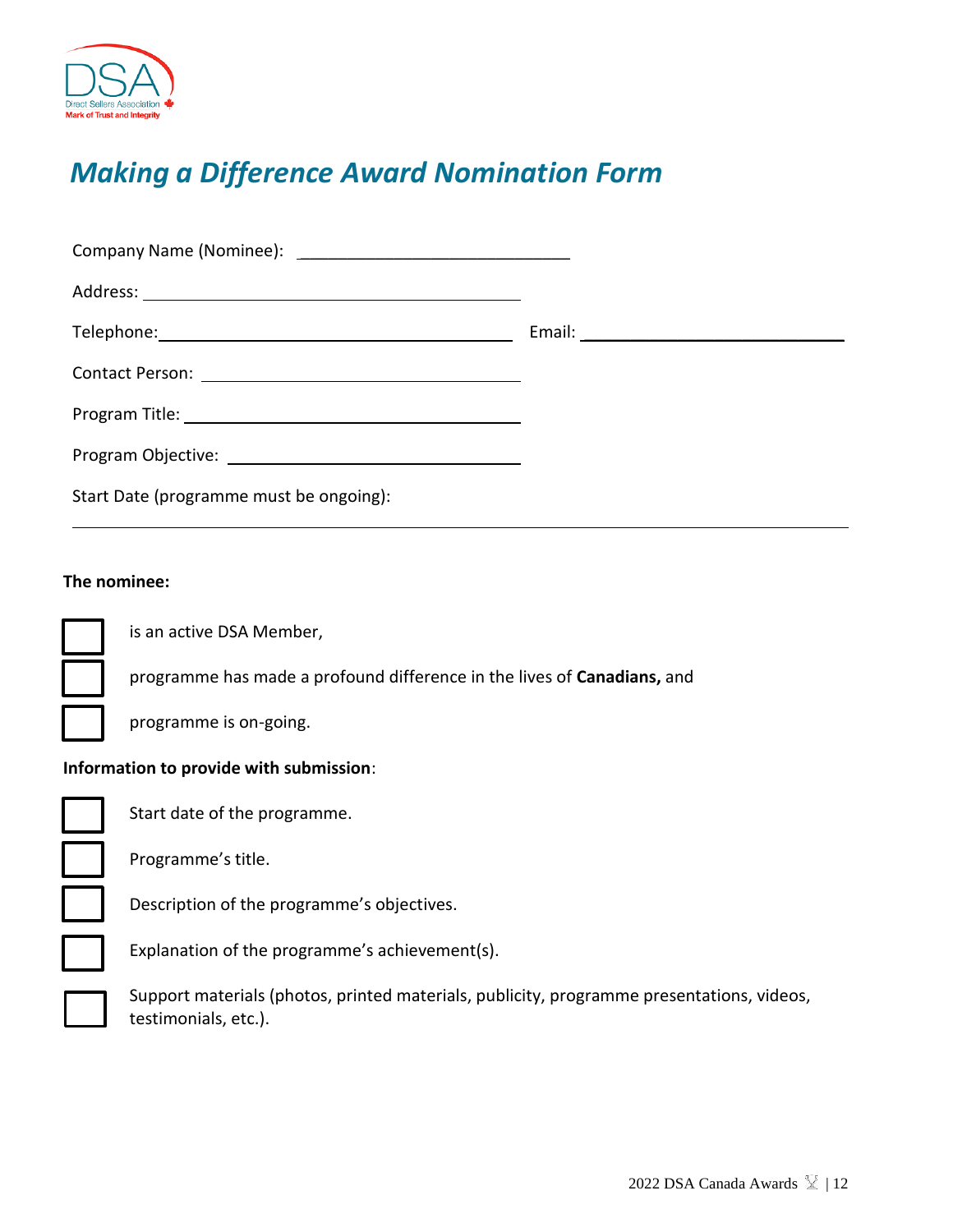# *Making a Difference Award Nomination Form*

Company Name (Nominee): ____________________________

Address: ________________________________________

Telephone: ______________________________________ Email: ____________________________

Contact Person: ___________________________________

Program Title: ____________________________________

Program Objective: ________________________________

Start Date (programme must be ongoing):

______________________________________________________________________________

**The nominee:**

- ☐ is an active DSA Member,
- ☐ programme has made a profound difference in the lives of **Canadians,** and
- ☐ programme is on-going.

**Information to provide with submission**:

- ☐ Start date of the programme.
- ☐ Programme's title.
- ☐ Description of the programme's objectives.
- ☐ Explanation of the programme's achievement(s).
- ☐ Support materials (photos, printed materials, publicity, programme presentations, videos, testimonials, etc.).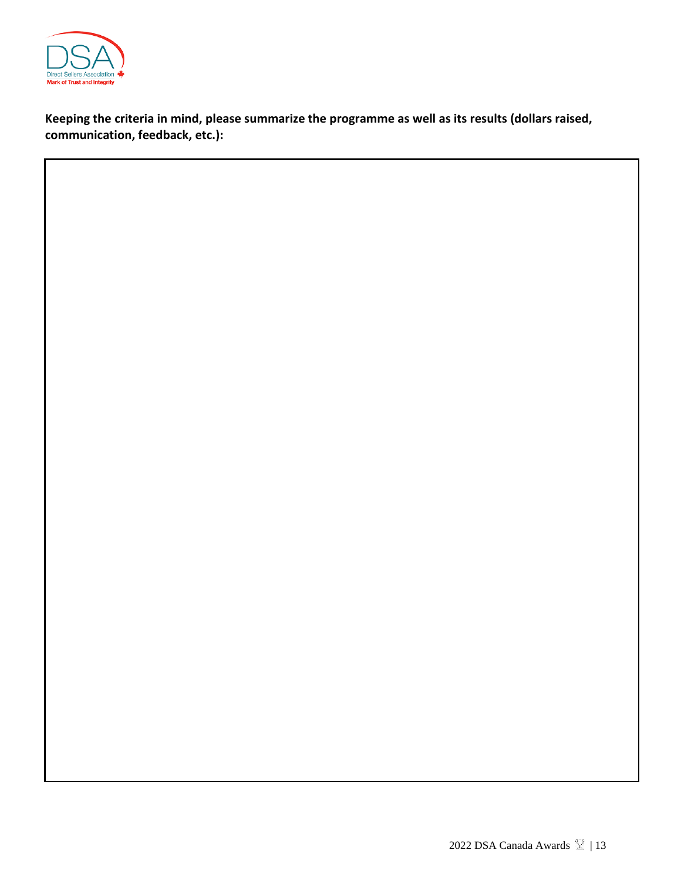**Keeping the criteria in mind, please summarize the programme as well as its results (dollars raised, communication, feedback, etc.):**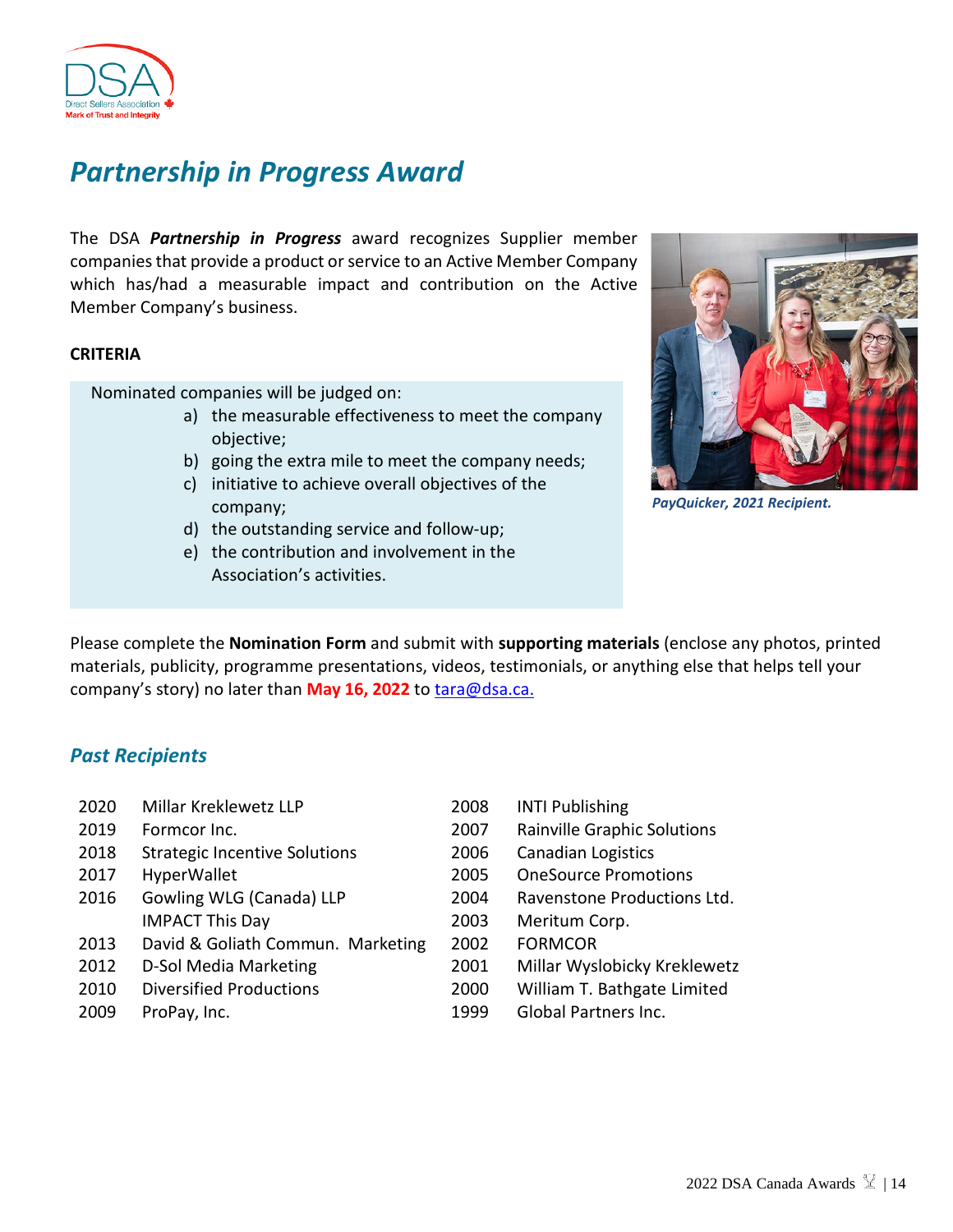# *Partnership in Progress Award*

The DSA ***Partnership in Progress*** award recognizes Supplier member companies that provide a product or service to an Active Member Company which has/had a measurable impact and contribution on the Active Member Company's business.

**CRITERIA**

Nominated companies will be judged on:

a) the measurable effectiveness to meet the company objective;
b) going the extra mile to meet the company needs;
c) initiative to achieve overall objectives of the company;
d) the outstanding service and follow-up;
e) the contribution and involvement in the Association's activities.

***PayQuicker, 2021 Recipient.***

Please complete the **Nomination Form** and submit with **supporting materials** (enclose any photos, printed materials, publicity, programme presentations, videos, testimonials, or anything else that helps tell your company's story) no later than **May 16, 2022** to tara@dsa.ca.

## *Past Recipients*

| | | | |
|---|---|---|---|
| 2020 | Millar Kreklewetz LLP | 2008 | INTI Publishing |
| 2019 | Formcor Inc. | 2007 | Rainville Graphic Solutions |
| 2018 | Strategic Incentive Solutions | 2006 | Canadian Logistics |
| 2017 | HyperWallet | 2005 | OneSource Promotions |
| 2016 | Gowling WLG (Canada) LLP | 2004 | Ravenstone Productions Ltd. |
| | IMPACT This Day | 2003 | Meritum Corp. |
| 2013 | David & Goliath Commun. Marketing | 2002 | FORMCOR |
| 2012 | D-Sol Media Marketing | 2001 | Millar Wyslobicky Kreklewetz |
| 2010 | Diversified Productions | 2000 | William T. Bathgate Limited |
| 2009 | ProPay, Inc. | 1999 | Global Partners Inc. |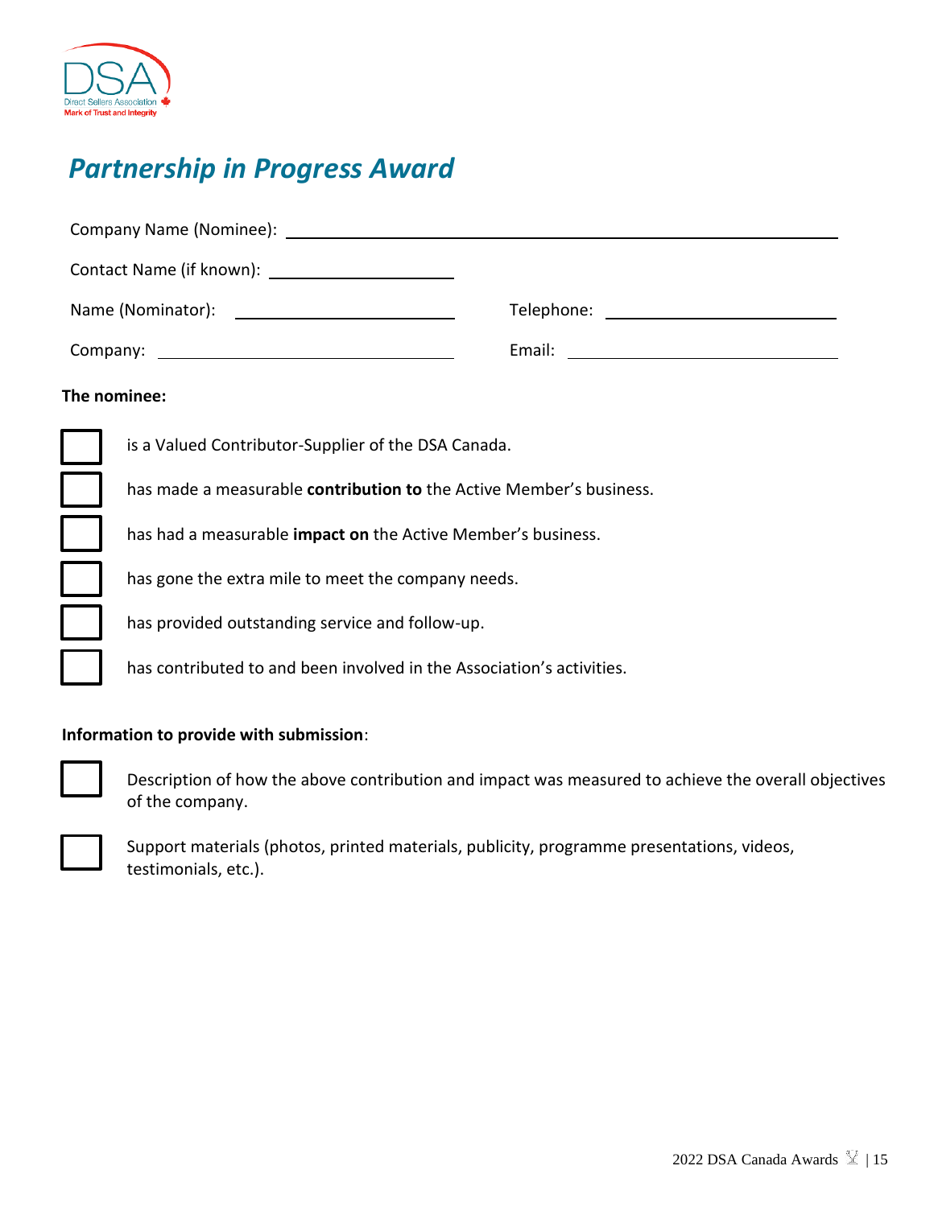## *Partnership in Progress Award*

Company Name (Nominee): ______________________________________________

Contact Name (if known): ____________________

Name (Nominator): ______________________ Telephone: ______________________

Company: ____________________________ Email: ____________________________

**The nominee:**

- ☐ is a Valued Contributor-Supplier of the DSA Canada.
- ☐ has made a measurable **contribution to** the Active Member's business.
- ☐ has had a measurable **impact on** the Active Member's business.
- ☐ has gone the extra mile to meet the company needs.
- ☐ has provided outstanding service and follow-up.
- ☐ has contributed to and been involved in the Association's activities.

**Information to provide with submission**:

- ☐ Description of how the above contribution and impact was measured to achieve the overall objectives of the company.
- ☐ Support materials (photos, printed materials, publicity, programme presentations, videos, testimonials, etc.).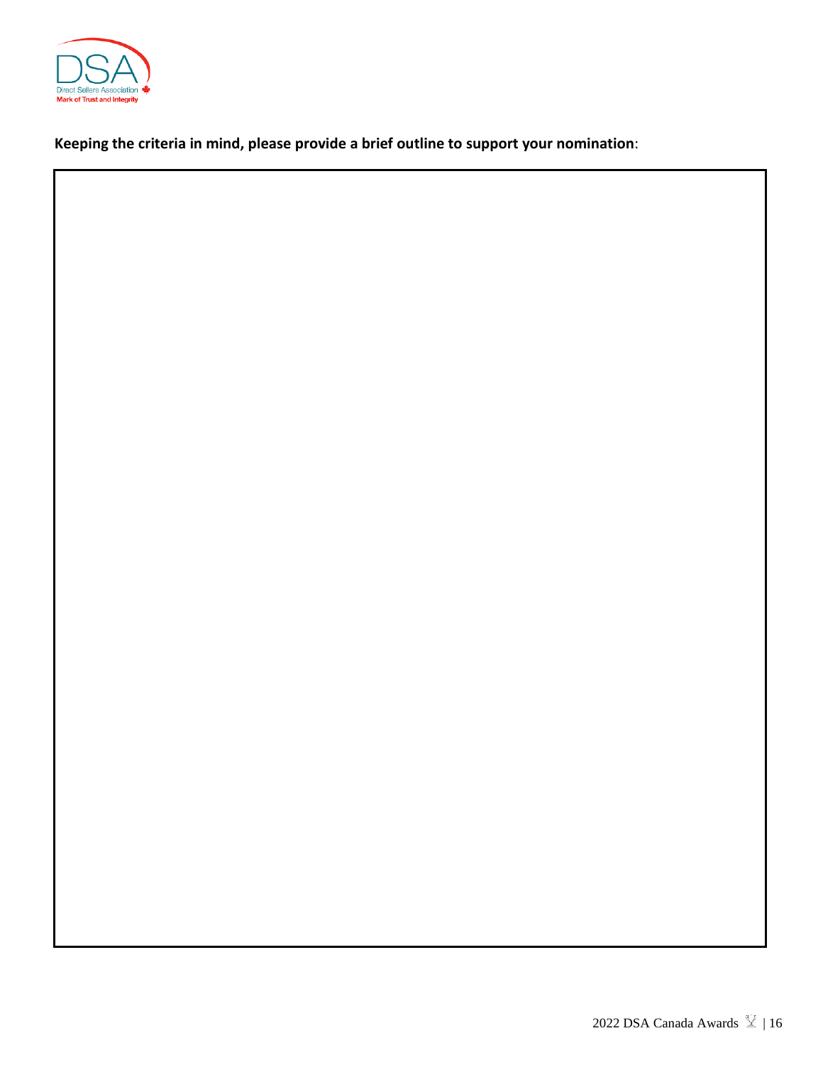**Keeping the criteria in mind, please provide a brief outline to support your nomination**: